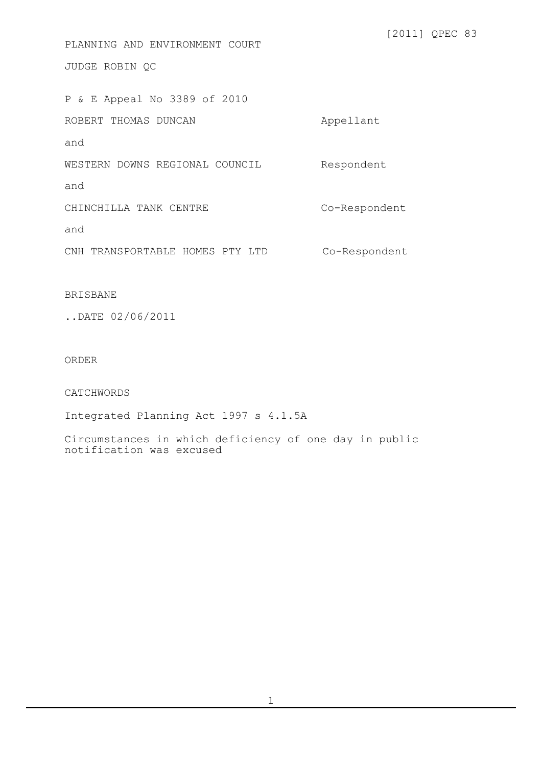[2011] QPEC 83

PLANNING AND ENVIRONMENT COURT

JUDGE ROBIN QC

P & E Appeal No 3389 of 2010

| | |
|---|---|
| ROBERT THOMAS DUNCAN | Appellant |
| and | |
| WESTERN DOWNS REGIONAL COUNCIL | Respondent |
| and | |
| CHINCHILLA TANK CENTRE | Co-Respondent |
| and | |
| CNH TRANSPORTABLE HOMES PTY LTD | Co-Respondent |

BRISBANE

..DATE 02/06/2011

ORDER

CATCHWORDS

Integrated Planning Act 1997 s 4.1.5A

Circumstances in which deficiency of one day in public notification was excused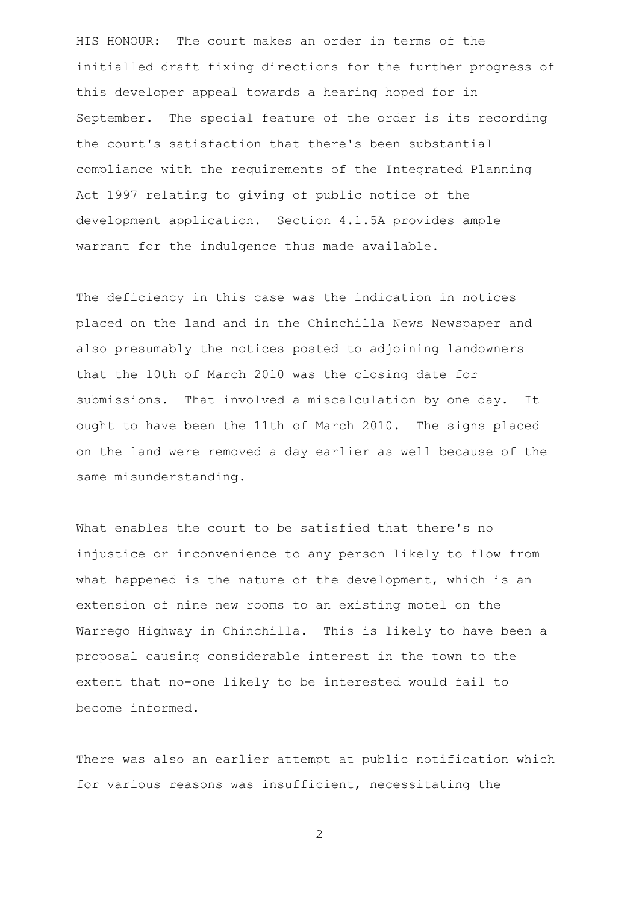HIS HONOUR: The court makes an order in terms of the initialled draft fixing directions for the further progress of this developer appeal towards a hearing hoped for in September. The special feature of the order is its recording the court's satisfaction that there's been substantial compliance with the requirements of the Integrated Planning Act 1997 relating to giving of public notice of the development application. Section 4.1.5A provides ample warrant for the indulgence thus made available.

The deficiency in this case was the indication in notices placed on the land and in the Chinchilla News Newspaper and also presumably the notices posted to adjoining landowners that the 10th of March 2010 was the closing date for submissions. That involved a miscalculation by one day. It ought to have been the 11th of March 2010. The signs placed on the land were removed a day earlier as well because of the same misunderstanding.

What enables the court to be satisfied that there's no injustice or inconvenience to any person likely to flow from what happened is the nature of the development, which is an extension of nine new rooms to an existing motel on the Warrego Highway in Chinchilla. This is likely to have been a proposal causing considerable interest in the town to the extent that no-one likely to be interested would fail to become informed.

There was also an earlier attempt at public notification which for various reasons was insufficient, necessitating the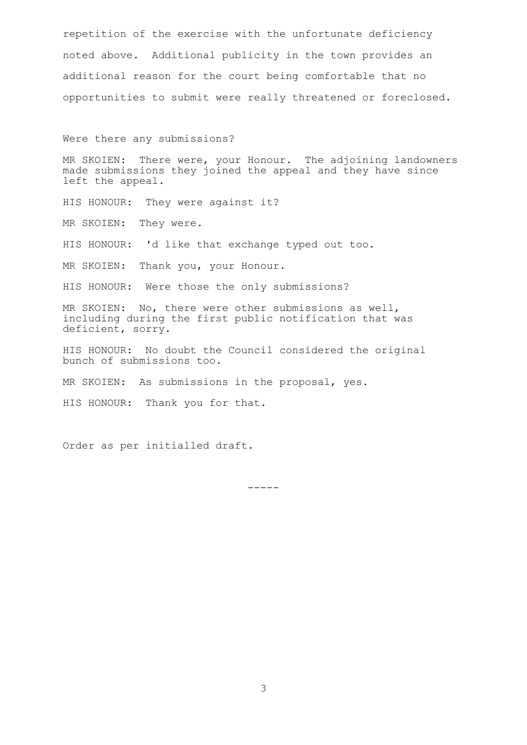repetition of the exercise with the unfortunate deficiency noted above. Additional publicity in the town provides an additional reason for the court being comfortable that no opportunities to submit were really threatened or foreclosed.

Were there any submissions?

MR SKOIEN: There were, your Honour. The adjoining landowners made submissions they joined the appeal and they have since left the appeal.

HIS HONOUR: They were against it?

MR SKOIEN: They were.

HIS HONOUR: 'd like that exchange typed out too.

MR SKOIEN: Thank you, your Honour.

HIS HONOUR: Were those the only submissions?

MR SKOIEN: No, there were other submissions as well, including during the first public notification that was deficient, sorry.

HIS HONOUR: No doubt the Council considered the original bunch of submissions too.

MR SKOIEN: As submissions in the proposal, yes.

HIS HONOUR: Thank you for that.

Order as per initialled draft.

-----